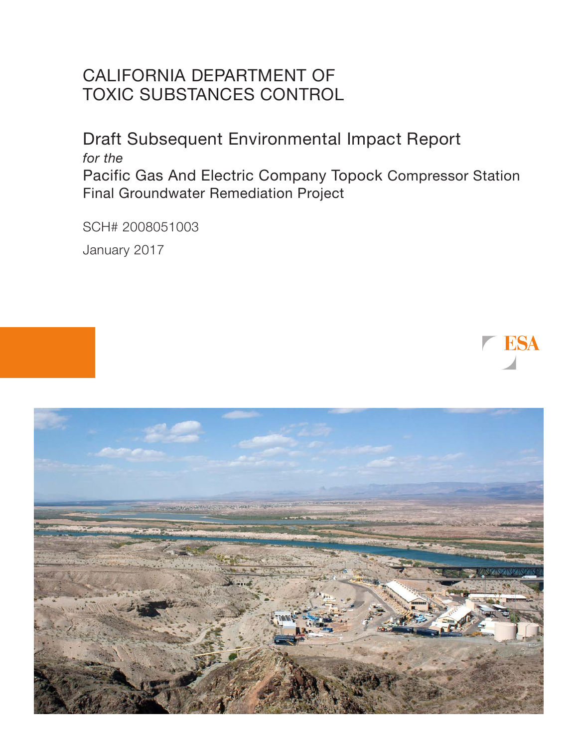# CALIFORNIA DEPARTMENT OF TOXIC SUBSTANCES CONTROL

## Draft Subsequent Environmental Impact Report

*for the*

## Pacific Gas And Electric Company Topock Compressor Station Final Groundwater Remediation Project

SCH# 2008051003

January 2017

ESA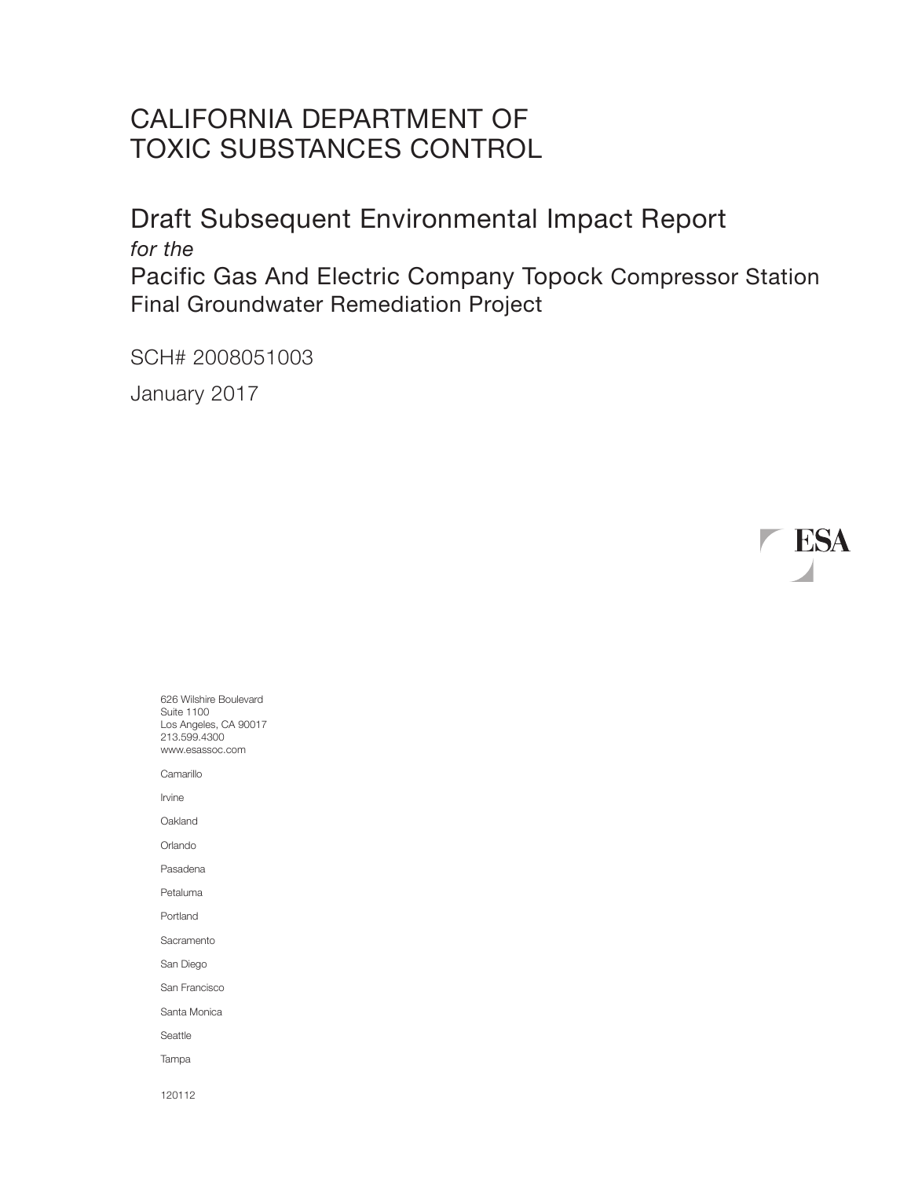# CALIFORNIA DEPARTMENT OF TOXIC SUBSTANCES CONTROL

## Draft Subsequent Environmental Impact Report

*for the*

## Pacific Gas And Electric Company Topock Compressor Station Final Groundwater Remediation Project

SCH# 2008051003

January 2017

ESA

626 Wilshire Boulevard
Suite 1100
Los Angeles, CA 90017
213.599.4300
www.esassoc.com

Camarillo

Irvine

Oakland

Orlando

Pasadena

Petaluma

Portland

Sacramento

San Diego

San Francisco

Santa Monica

Seattle

Tampa

120112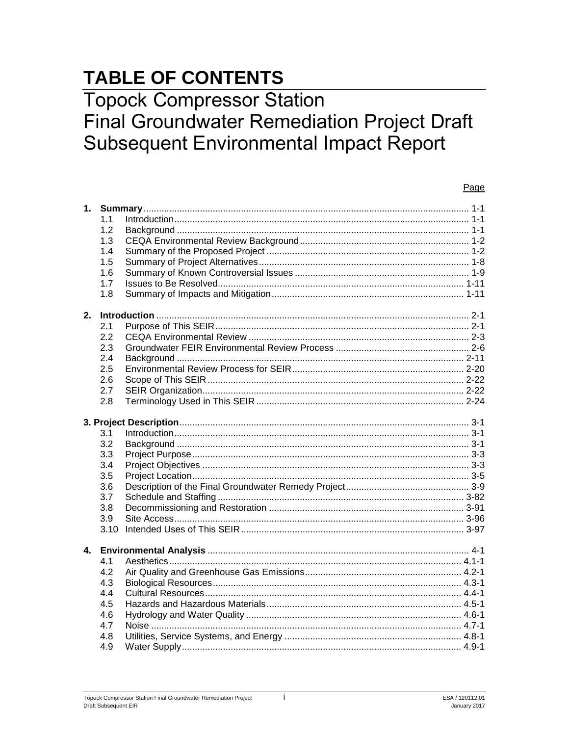# TABLE OF CONTENTS

# Topock Compressor Station Final Groundwater Remediation Project Draft Subsequent Environmental Impact Report

| | | Page |
|---|---|---|
| **1.** | **Summary** | 1-1 |
| 1.1 | Introduction | 1-1 |
| 1.2 | Background | 1-1 |
| 1.3 | CEQA Environmental Review Background | 1-2 |
| 1.4 | Summary of the Proposed Project | 1-2 |
| 1.5 | Summary of Project Alternatives | 1-8 |
| 1.6 | Summary of Known Controversial Issues | 1-9 |
| 1.7 | Issues to Be Resolved | 1-11 |
| 1.8 | Summary of Impacts and Mitigation | 1-11 |
| **2.** | **Introduction** | 2-1 |
| 2.1 | Purpose of This SEIR | 2-1 |
| 2.2 | CEQA Environmental Review | 2-3 |
| 2.3 | Groundwater FEIR Environmental Review Process | 2-6 |
| 2.4 | Background | 2-11 |
| 2.5 | Environmental Review Process for SEIR | 2-20 |
| 2.6 | Scope of This SEIR | 2-22 |
| 2.7 | SEIR Organization | 2-22 |
| 2.8 | Terminology Used in This SEIR | 2-24 |
| **3.** | **Project Description** | 3-1 |
| 3.1 | Introduction | 3-1 |
| 3.2 | Background | 3-1 |
| 3.3 | Project Purpose | 3-3 |
| 3.4 | Project Objectives | 3-3 |
| 3.5 | Project Location | 3-5 |
| 3.6 | Description of the Final Groundwater Remedy Project | 3-9 |
| 3.7 | Schedule and Staffing | 3-82 |
| 3.8 | Decommissioning and Restoration | 3-91 |
| 3.9 | Site Access | 3-96 |
| 3.10 | Intended Uses of This SEIR | 3-97 |
| **4.** | **Environmental Analysis** | 4-1 |
| 4.1 | Aesthetics | 4.1-1 |
| 4.2 | Air Quality and Greenhouse Gas Emissions | 4.2-1 |
| 4.3 | Biological Resources | 4.3-1 |
| 4.4 | Cultural Resources | 4.4-1 |
| 4.5 | Hazards and Hazardous Materials | 4.5-1 |
| 4.6 | Hydrology and Water Quality | 4.6-1 |
| 4.7 | Noise | 4.7-1 |
| 4.8 | Utilities, Service Systems, and Energy | 4.8-1 |
| 4.9 | Water Supply | 4.9-1 |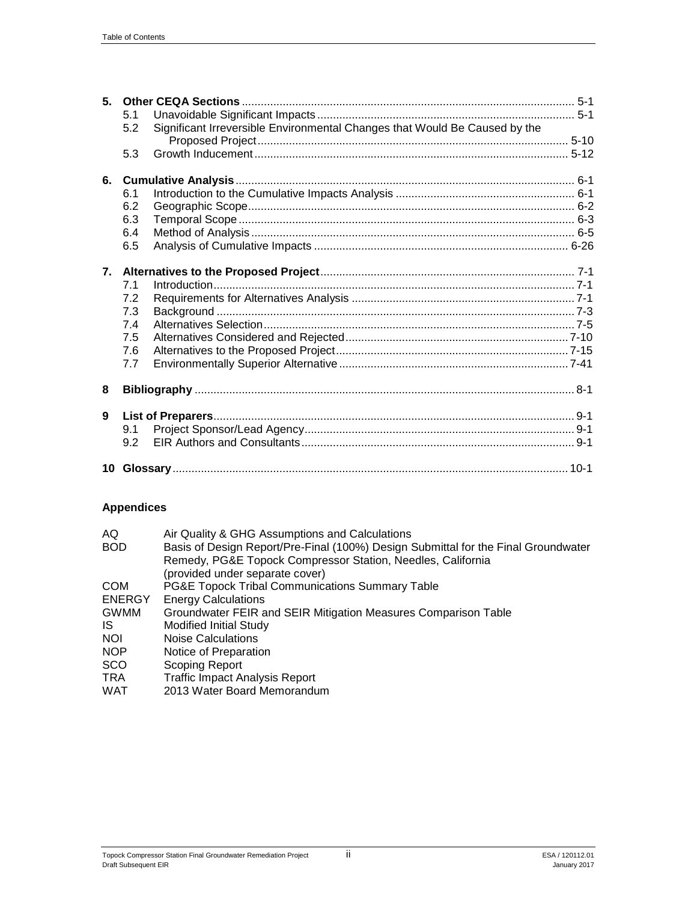**5. Other CEQA Sections** ........................................................................................................ 5-1
- 5.1 Unavoidable Significant Impacts ................................................................................. 5-1
- 5.2 Significant Irreversible Environmental Changes that Would Be Caused by the Proposed Project .................................................................................................. 5-10
- 5.3 Growth Inducement ................................................................................................... 5-12

**6. Cumulative Analysis** ........................................................................................................... 6-1
- 6.1 Introduction to the Cumulative Impacts Analysis ........................................................ 6-1
- 6.2 Geographic Scope ....................................................................................................... 6-2
- 6.3 Temporal Scope .......................................................................................................... 6-3
- 6.4 Method of Analysis ...................................................................................................... 6-5
- 6.5 Analysis of Cumulative Impacts ................................................................................ 6-26

**7. Alternatives to the Proposed Project** ................................................................................ 7-1
- 7.1 Introduction .................................................................................................................. 7-1
- 7.2 Requirements for Alternatives Analysis ...................................................................... 7-1
- 7.3 Background ................................................................................................................. 7-3
- 7.4 Alternatives Selection .................................................................................................. 7-5
- 7.5 Alternatives Considered and Rejected ...................................................................... 7-10
- 7.6 Alternatives to the Proposed Project ......................................................................... 7-15
- 7.7 Environmentally Superior Alternative ........................................................................ 7-41

**8 Bibliography** ....................................................................................................................... 8-1

**9 List of Preparers** ................................................................................................................. 9-1
- 9.1 Project Sponsor/Lead Agency ..................................................................................... 9-1
- 9.2 EIR Authors and Consultants ...................................................................................... 9-1

**10 Glossary** ........................................................................................................................... 10-1

### Appendices

| | |
|---|---|
| AQ | Air Quality & GHG Assumptions and Calculations |
| BOD | Basis of Design Report/Pre-Final (100%) Design Submittal for the Final Groundwater Remedy, PG&E Topock Compressor Station, Needles, California (provided under separate cover) |
| COM | PG&E Topock Tribal Communications Summary Table |
| ENERGY | Energy Calculations |
| GWMM | Groundwater FEIR and SEIR Mitigation Measures Comparison Table |
| IS | Modified Initial Study |
| NOI | Noise Calculations |
| NOP | Notice of Preparation |
| SCO | Scoping Report |
| TRA | Traffic Impact Analysis Report |
| WAT | 2013 Water Board Memorandum |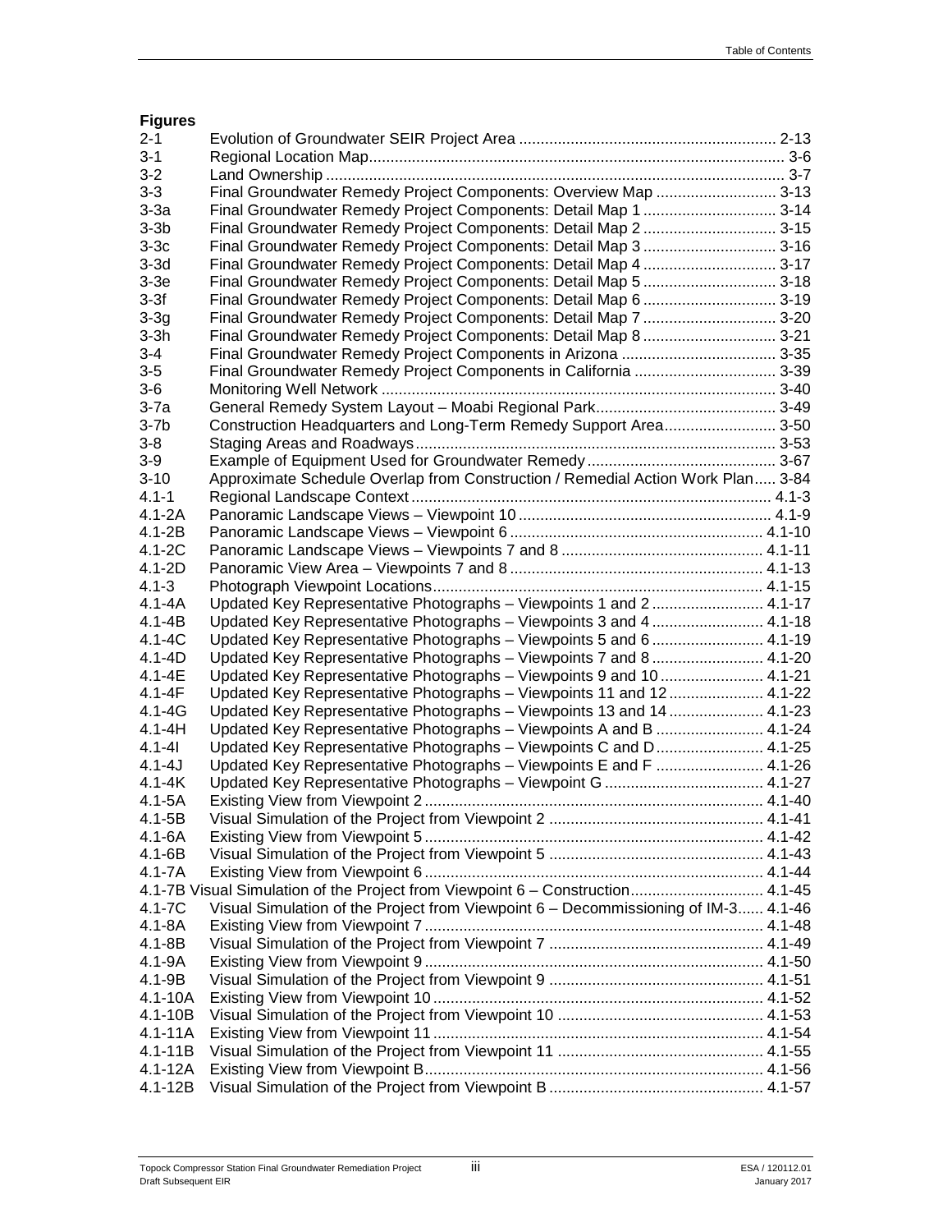**Figures**

| | | |
|---|---|---|
| 2-1 | Evolution of Groundwater SEIR Project Area | 2-13 |
| 3-1 | Regional Location Map | 3-6 |
| 3-2 | Land Ownership | 3-7 |
| 3-3 | Final Groundwater Remedy Project Components: Overview Map | 3-13 |
| 3-3a | Final Groundwater Remedy Project Components: Detail Map 1 | 3-14 |
| 3-3b | Final Groundwater Remedy Project Components: Detail Map 2 | 3-15 |
| 3-3c | Final Groundwater Remedy Project Components: Detail Map 3 | 3-16 |
| 3-3d | Final Groundwater Remedy Project Components: Detail Map 4 | 3-17 |
| 3-3e | Final Groundwater Remedy Project Components: Detail Map 5 | 3-18 |
| 3-3f | Final Groundwater Remedy Project Components: Detail Map 6 | 3-19 |
| 3-3g | Final Groundwater Remedy Project Components: Detail Map 7 | 3-20 |
| 3-3h | Final Groundwater Remedy Project Components: Detail Map 8 | 3-21 |
| 3-4 | Final Groundwater Remedy Project Components in Arizona | 3-35 |
| 3-5 | Final Groundwater Remedy Project Components in California | 3-39 |
| 3-6 | Monitoring Well Network | 3-40 |
| 3-7a | General Remedy System Layout – Moabi Regional Park | 3-49 |
| 3-7b | Construction Headquarters and Long-Term Remedy Support Area | 3-50 |
| 3-8 | Staging Areas and Roadways | 3-53 |
| 3-9 | Example of Equipment Used for Groundwater Remedy | 3-67 |
| 3-10 | Approximate Schedule Overlap from Construction / Remedial Action Work Plan | 3-84 |
| 4.1-1 | Regional Landscape Context | 4.1-3 |
| 4.1-2A | Panoramic Landscape Views – Viewpoint 10 | 4.1-9 |
| 4.1-2B | Panoramic Landscape Views – Viewpoint 6 | 4.1-10 |
| 4.1-2C | Panoramic Landscape Views – Viewpoints 7 and 8 | 4.1-11 |
| 4.1-2D | Panoramic View Area – Viewpoints 7 and 8 | 4.1-13 |
| 4.1-3 | Photograph Viewpoint Locations | 4.1-15 |
| 4.1-4A | Updated Key Representative Photographs – Viewpoints 1 and 2 | 4.1-17 |
| 4.1-4B | Updated Key Representative Photographs – Viewpoints 3 and 4 | 4.1-18 |
| 4.1-4C | Updated Key Representative Photographs – Viewpoints 5 and 6 | 4.1-19 |
| 4.1-4D | Updated Key Representative Photographs – Viewpoints 7 and 8 | 4.1-20 |
| 4.1-4E | Updated Key Representative Photographs – Viewpoints 9 and 10 | 4.1-21 |
| 4.1-4F | Updated Key Representative Photographs – Viewpoints 11 and 12 | 4.1-22 |
| 4.1-4G | Updated Key Representative Photographs – Viewpoints 13 and 14 | 4.1-23 |
| 4.1-4H | Updated Key Representative Photographs – Viewpoints A and B | 4.1-24 |
| 4.1-4I | Updated Key Representative Photographs – Viewpoints C and D | 4.1-25 |
| 4.1-4J | Updated Key Representative Photographs – Viewpoints E and F | 4.1-26 |
| 4.1-4K | Updated Key Representative Photographs – Viewpoint G | 4.1-27 |
| 4.1-5A | Existing View from Viewpoint 2 | 4.1-40 |
| 4.1-5B | Visual Simulation of the Project from Viewpoint 2 | 4.1-41 |
| 4.1-6A | Existing View from Viewpoint 5 | 4.1-42 |
| 4.1-6B | Visual Simulation of the Project from Viewpoint 5 | 4.1-43 |
| 4.1-7A | Existing View from Viewpoint 6 | 4.1-44 |
| 4.1-7B | Visual Simulation of the Project from Viewpoint 6 – Construction | 4.1-45 |
| 4.1-7C | Visual Simulation of the Project from Viewpoint 6 – Decommissioning of IM-3 | 4.1-46 |
| 4.1-8A | Existing View from Viewpoint 7 | 4.1-48 |
| 4.1-8B | Visual Simulation of the Project from Viewpoint 7 | 4.1-49 |
| 4.1-9A | Existing View from Viewpoint 9 | 4.1-50 |
| 4.1-9B | Visual Simulation of the Project from Viewpoint 9 | 4.1-51 |
| 4.1-10A | Existing View from Viewpoint 10 | 4.1-52 |
| 4.1-10B | Visual Simulation of the Project from Viewpoint 10 | 4.1-53 |
| 4.1-11A | Existing View from Viewpoint 11 | 4.1-54 |
| 4.1-11B | Visual Simulation of the Project from Viewpoint 11 | 4.1-55 |
| 4.1-12A | Existing View from Viewpoint B | 4.1-56 |
| 4.1-12B | Visual Simulation of the Project from Viewpoint B | 4.1-57 |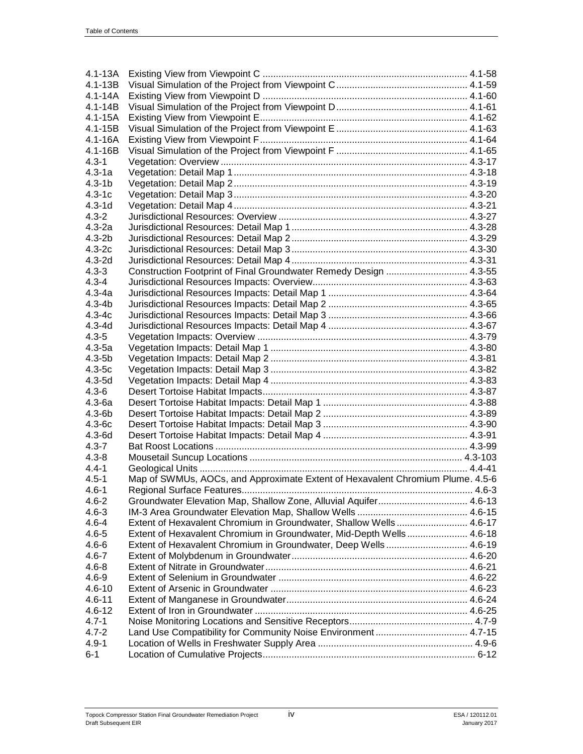| | | |
|---|---|---|
| 4.1-13A | Existing View from Viewpoint C | 4.1-58 |
| 4.1-13B | Visual Simulation of the Project from Viewpoint C | 4.1-59 |
| 4.1-14A | Existing View from Viewpoint D | 4.1-60 |
| 4.1-14B | Visual Simulation of the Project from Viewpoint D | 4.1-61 |
| 4.1-15A | Existing View from Viewpoint E | 4.1-62 |
| 4.1-15B | Visual Simulation of the Project from Viewpoint E | 4.1-63 |
| 4.1-16A | Existing View from Viewpoint F | 4.1-64 |
| 4.1-16B | Visual Simulation of the Project from Viewpoint F | 4.1-65 |
| 4.3-1 | Vegetation: Overview | 4.3-17 |
| 4.3-1a | Vegetation: Detail Map 1 | 4.3-18 |
| 4.3-1b | Vegetation: Detail Map 2 | 4.3-19 |
| 4.3-1c | Vegetation: Detail Map 3 | 4.3-20 |
| 4.3-1d | Vegetation: Detail Map 4 | 4.3-21 |
| 4.3-2 | Jurisdictional Resources: Overview | 4.3-27 |
| 4.3-2a | Jurisdictional Resources: Detail Map 1 | 4.3-28 |
| 4.3-2b | Jurisdictional Resources: Detail Map 2 | 4.3-29 |
| 4.3-2c | Jurisdictional Resources: Detail Map 3 | 4.3-30 |
| 4.3-2d | Jurisdictional Resources: Detail Map 4 | 4.3-31 |
| 4.3-3 | Construction Footprint of Final Groundwater Remedy Design | 4.3-55 |
| 4.3-4 | Jurisdictional Resources Impacts: Overview | 4.3-63 |
| 4.3-4a | Jurisdictional Resources Impacts: Detail Map 1 | 4.3-64 |
| 4.3-4b | Jurisdictional Resources Impacts: Detail Map 2 | 4.3-65 |
| 4.3-4c | Jurisdictional Resources Impacts: Detail Map 3 | 4.3-66 |
| 4.3-4d | Jurisdictional Resources Impacts: Detail Map 4 | 4.3-67 |
| 4.3-5 | Vegetation Impacts: Overview | 4.3-79 |
| 4.3-5a | Vegetation Impacts: Detail Map 1 | 4.3-80 |
| 4.3-5b | Vegetation Impacts: Detail Map 2 | 4.3-81 |
| 4.3-5c | Vegetation Impacts: Detail Map 3 | 4.3-82 |
| 4.3-5d | Vegetation Impacts: Detail Map 4 | 4.3-83 |
| 4.3-6 | Desert Tortoise Habitat Impacts | 4.3-87 |
| 4.3-6a | Desert Tortoise Habitat Impacts: Detail Map 1 | 4.3-88 |
| 4.3-6b | Desert Tortoise Habitat Impacts: Detail Map 2 | 4.3-89 |
| 4.3-6c | Desert Tortoise Habitat Impacts: Detail Map 3 | 4.3-90 |
| 4.3-6d | Desert Tortoise Habitat Impacts: Detail Map 4 | 4.3-91 |
| 4.3-7 | Bat Roost Locations | 4.3-99 |
| 4.3-8 | Mousetail Suncup Locations | 4.3-103 |
| 4.4-1 | Geological Units | 4.4-41 |
| 4.5-1 | Map of SWMUs, AOCs, and Approximate Extent of Hexavalent Chromium Plume | 4.5-6 |
| 4.6-1 | Regional Surface Features | 4.6-3 |
| 4.6-2 | Groundwater Elevation Map, Shallow Zone, Alluvial Aquifer | 4.6-13 |
| 4.6-3 | IM-3 Area Groundwater Elevation Map, Shallow Wells | 4.6-15 |
| 4.6-4 | Extent of Hexavalent Chromium in Groundwater, Shallow Wells | 4.6-17 |
| 4.6-5 | Extent of Hexavalent Chromium in Groundwater, Mid-Depth Wells | 4.6-18 |
| 4.6-6 | Extent of Hexavalent Chromium in Groundwater, Deep Wells | 4.6-19 |
| 4.6-7 | Extent of Molybdenum in Groundwater | 4.6-20 |
| 4.6-8 | Extent of Nitrate in Groundwater | 4.6-21 |
| 4.6-9 | Extent of Selenium in Groundwater | 4.6-22 |
| 4.6-10 | Extent of Arsenic in Groundwater | 4.6-23 |
| 4.6-11 | Extent of Manganese in Groundwater | 4.6-24 |
| 4.6-12 | Extent of Iron in Groundwater | 4.6-25 |
| 4.7-1 | Noise Monitoring Locations and Sensitive Receptors | 4.7-9 |
| 4.7-2 | Land Use Compatibility for Community Noise Environment | 4.7-15 |
| 4.9-1 | Location of Wells in Freshwater Supply Area | 4.9-6 |
| 6-1 | Location of Cumulative Projects | 6-12 |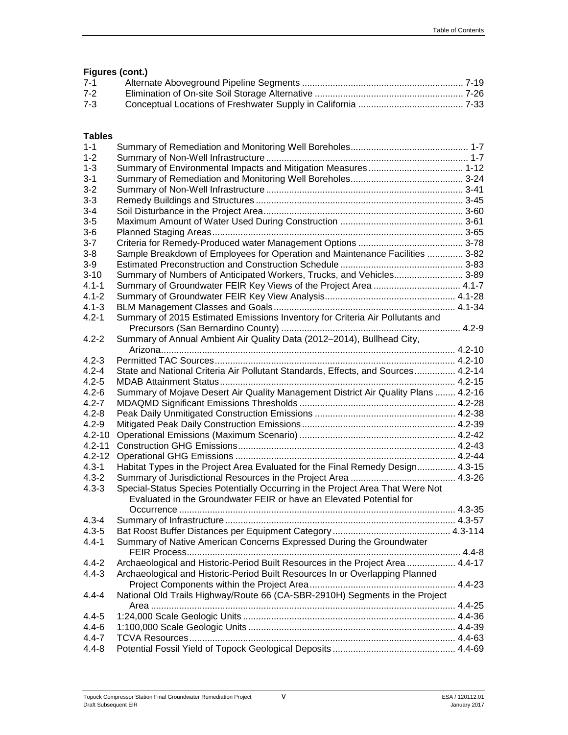### Figures (cont.)

| | | |
|---|---|---|
| 7-1 | Alternate Aboveground Pipeline Segments | 7-19 |
| 7-2 | Elimination of On-site Soil Storage Alternative | 7-26 |
| 7-3 | Conceptual Locations of Freshwater Supply in California | 7-33 |

### Tables

| | | |
|---|---|---|
| 1-1 | Summary of Remediation and Monitoring Well Boreholes | 1-7 |
| 1-2 | Summary of Non-Well Infrastructure | 1-7 |
| 1-3 | Summary of Environmental Impacts and Mitigation Measures | 1-12 |
| 3-1 | Summary of Remediation and Monitoring Well Boreholes | 3-24 |
| 3-2 | Summary of Non-Well Infrastructure | 3-41 |
| 3-3 | Remedy Buildings and Structures | 3-45 |
| 3-4 | Soil Disturbance in the Project Area | 3-60 |
| 3-5 | Maximum Amount of Water Used During Construction | 3-61 |
| 3-6 | Planned Staging Areas | 3-65 |
| 3-7 | Criteria for Remedy-Produced water Management Options | 3-78 |
| 3-8 | Sample Breakdown of Employees for Operation and Maintenance Facilities | 3-82 |
| 3-9 | Estimated Preconstruction and Construction Schedule | 3-83 |
| 3-10 | Summary of Numbers of Anticipated Workers, Trucks, and Vehicles | 3-89 |
| 4.1-1 | Summary of Groundwater FEIR Key Views of the Project Area | 4.1-7 |
| 4.1-2 | Summary of Groundwater FEIR Key View Analysis | 4.1-28 |
| 4.1-3 | BLM Management Classes and Goals | 4.1-34 |
| 4.2-1 | Summary of 2015 Estimated Emissions Inventory for Criteria Air Pollutants and Precursors (San Bernardino County) | 4.2-9 |
| 4.2-2 | Summary of Annual Ambient Air Quality Data (2012–2014), Bullhead City, Arizona | 4.2-10 |
| 4.2-3 | Permitted TAC Sources | 4.2-10 |
| 4.2-4 | State and National Criteria Air Pollutant Standards, Effects, and Sources | 4.2-14 |
| 4.2-5 | MDAB Attainment Status | 4.2-15 |
| 4.2-6 | Summary of Mojave Desert Air Quality Management District Air Quality Plans | 4.2-16 |
| 4.2-7 | MDAQMD Significant Emissions Thresholds | 4.2-28 |
| 4.2-8 | Peak Daily Unmitigated Construction Emissions | 4.2-38 |
| 4.2-9 | Mitigated Peak Daily Construction Emissions | 4.2-39 |
| 4.2-10 | Operational Emissions (Maximum Scenario) | 4.2-42 |
| 4.2-11 | Construction GHG Emissions | 4.2-43 |
| 4.2-12 | Operational GHG Emissions | 4.2-44 |
| 4.3-1 | Habitat Types in the Project Area Evaluated for the Final Remedy Design | 4.3-15 |
| 4.3-2 | Summary of Jurisdictional Resources in the Project Area | 4.3-26 |
| 4.3-3 | Special-Status Species Potentially Occurring in the Project Area That Were Not Evaluated in the Groundwater FEIR or have an Elevated Potential for Occurrence | 4.3-35 |
| 4.3-4 | Summary of Infrastructure | 4.3-57 |
| 4.3-5 | Bat Roost Buffer Distances per Equipment Category | 4.3-114 |
| 4.4-1 | Summary of Native American Concerns Expressed During the Groundwater FEIR Process | 4.4-8 |
| 4.4-2 | Archaeological and Historic-Period Built Resources in the Project Area | 4.4-17 |
| 4.4-3 | Archaeological and Historic-Period Built Resources In or Overlapping Planned Project Components within the Project Area | 4.4-23 |
| 4.4-4 | National Old Trails Highway/Route 66 (CA-SBR-2910H) Segments in the Project Area | 4.4-25 |
| 4.4-5 | 1:24,000 Scale Geologic Units | 4.4-36 |
| 4.4-6 | 1:100,000 Scale Geologic Units | 4.4-39 |
| 4.4-7 | TCVA Resources | 4.4-63 |
| 4.4-8 | Potential Fossil Yield of Topock Geological Deposits | 4.4-69 |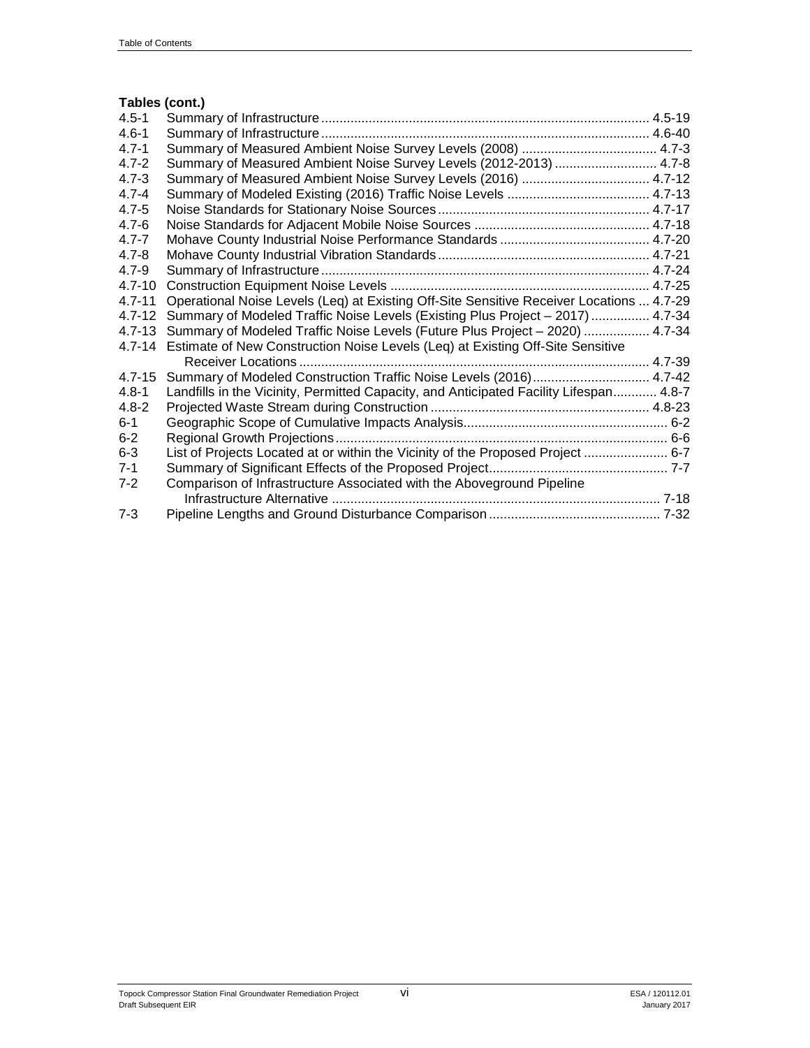**Tables (cont.)**

| | | |
|---|---|---|
| 4.5-1 | Summary of Infrastructure | 4.5-19 |
| 4.6-1 | Summary of Infrastructure | 4.6-40 |
| 4.7-1 | Summary of Measured Ambient Noise Survey Levels (2008) | 4.7-3 |
| 4.7-2 | Summary of Measured Ambient Noise Survey Levels (2012-2013) | 4.7-8 |
| 4.7-3 | Summary of Measured Ambient Noise Survey Levels (2016) | 4.7-12 |
| 4.7-4 | Summary of Modeled Existing (2016) Traffic Noise Levels | 4.7-13 |
| 4.7-5 | Noise Standards for Stationary Noise Sources | 4.7-17 |
| 4.7-6 | Noise Standards for Adjacent Mobile Noise Sources | 4.7-18 |
| 4.7-7 | Mohave County Industrial Noise Performance Standards | 4.7-20 |
| 4.7-8 | Mohave County Industrial Vibration Standards | 4.7-21 |
| 4.7-9 | Summary of Infrastructure | 4.7-24 |
| 4.7-10 | Construction Equipment Noise Levels | 4.7-25 |
| 4.7-11 | Operational Noise Levels (Leq) at Existing Off-Site Sensitive Receiver Locations | 4.7-29 |
| 4.7-12 | Summary of Modeled Traffic Noise Levels (Existing Plus Project – 2017) | 4.7-34 |
| 4.7-13 | Summary of Modeled Traffic Noise Levels (Future Plus Project – 2020) | 4.7-34 |
| 4.7-14 | Estimate of New Construction Noise Levels (Leq) at Existing Off-Site Sensitive Receiver Locations | 4.7-39 |
| 4.7-15 | Summary of Modeled Construction Traffic Noise Levels (2016) | 4.7-42 |
| 4.8-1 | Landfills in the Vicinity, Permitted Capacity, and Anticipated Facility Lifespan | 4.8-7 |
| 4.8-2 | Projected Waste Stream during Construction | 4.8-23 |
| 6-1 | Geographic Scope of Cumulative Impacts Analysis | 6-2 |
| 6-2 | Regional Growth Projections | 6-6 |
| 6-3 | List of Projects Located at or within the Vicinity of the Proposed Project | 6-7 |
| 7-1 | Summary of Significant Effects of the Proposed Project | 7-7 |
| 7-2 | Comparison of Infrastructure Associated with the Aboveground Pipeline Infrastructure Alternative | 7-18 |
| 7-3 | Pipeline Lengths and Ground Disturbance Comparison | 7-32 |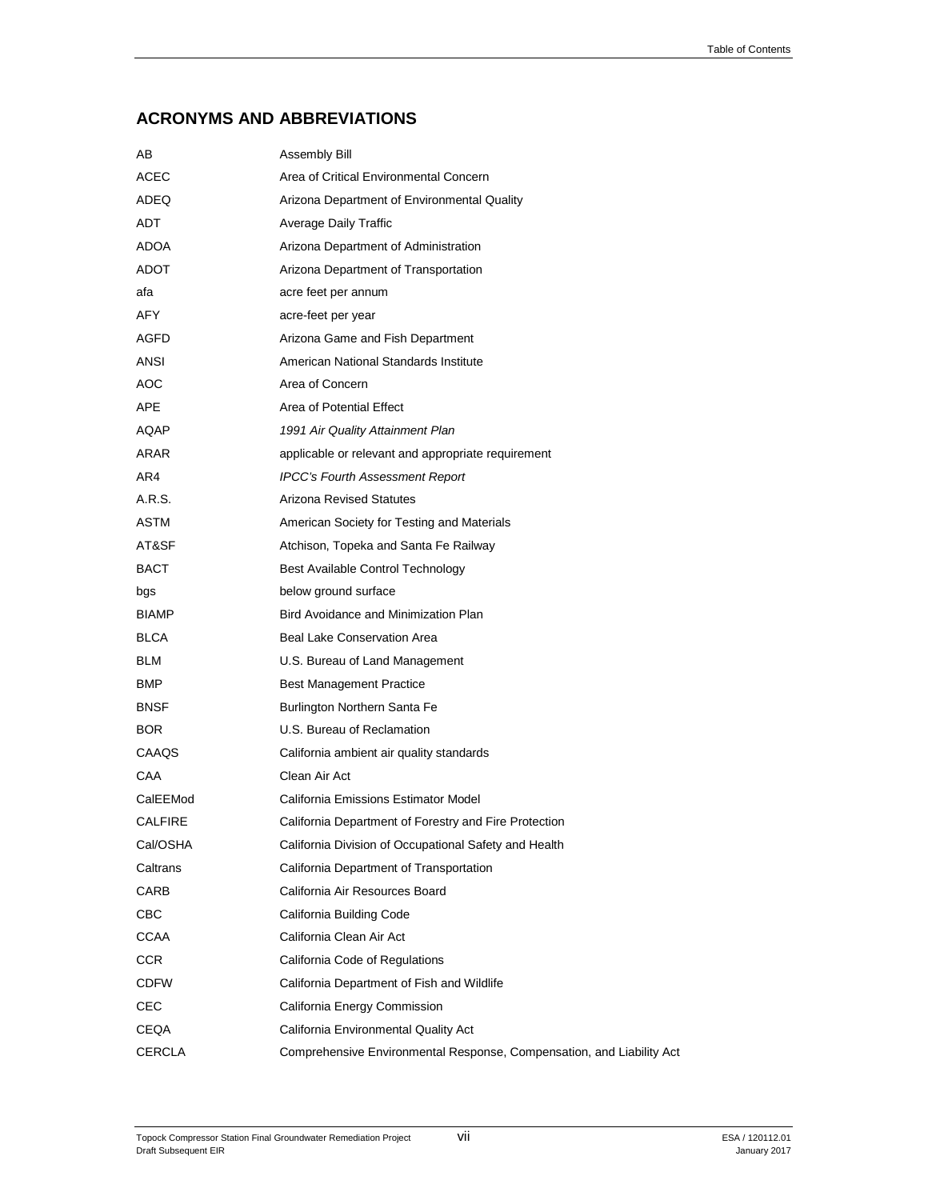## ACRONYMS AND ABBREVIATIONS

| | |
|---|---|
| AB | Assembly Bill |
| ACEC | Area of Critical Environmental Concern |
| ADEQ | Arizona Department of Environmental Quality |
| ADT | Average Daily Traffic |
| ADOA | Arizona Department of Administration |
| ADOT | Arizona Department of Transportation |
| afa | acre feet per annum |
| AFY | acre-feet per year |
| AGFD | Arizona Game and Fish Department |
| ANSI | American National Standards Institute |
| AOC | Area of Concern |
| APE | Area of Potential Effect |
| AQAP | *1991 Air Quality Attainment Plan* |
| ARAR | applicable or relevant and appropriate requirement |
| AR4 | *IPCC's Fourth Assessment Report* |
| A.R.S. | Arizona Revised Statutes |
| ASTM | American Society for Testing and Materials |
| AT&SF | Atchison, Topeka and Santa Fe Railway |
| BACT | Best Available Control Technology |
| bgs | below ground surface |
| BIAMP | Bird Avoidance and Minimization Plan |
| BLCA | Beal Lake Conservation Area |
| BLM | U.S. Bureau of Land Management |
| BMP | Best Management Practice |
| BNSF | Burlington Northern Santa Fe |
| BOR | U.S. Bureau of Reclamation |
| CAAQS | California ambient air quality standards |
| CAA | Clean Air Act |
| CalEEMod | California Emissions Estimator Model |
| CALFIRE | California Department of Forestry and Fire Protection |
| Cal/OSHA | California Division of Occupational Safety and Health |
| Caltrans | California Department of Transportation |
| CARB | California Air Resources Board |
| CBC | California Building Code |
| CCAA | California Clean Air Act |
| CCR | California Code of Regulations |
| CDFW | California Department of Fish and Wildlife |
| CEC | California Energy Commission |
| CEQA | California Environmental Quality Act |
| CERCLA | Comprehensive Environmental Response, Compensation, and Liability Act |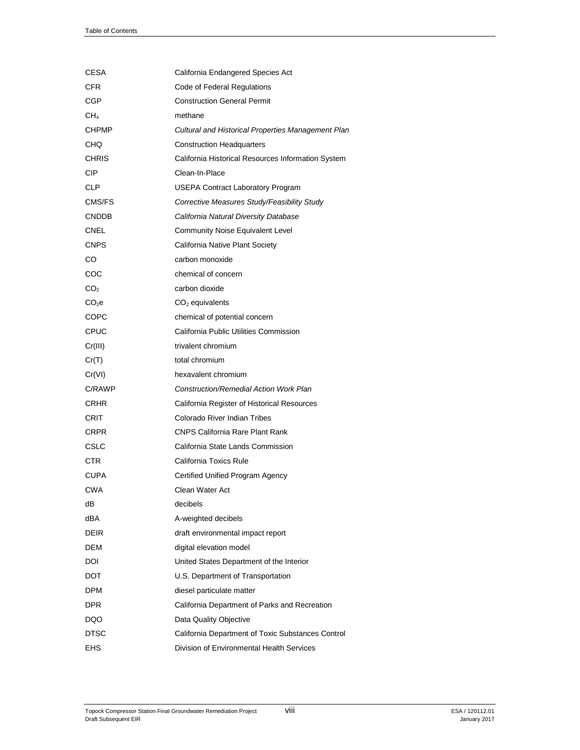| | |
|---|---|
| CESA | California Endangered Species Act |
| CFR | Code of Federal Regulations |
| CGP | Construction General Permit |
| $CH_4$ | methane |
| CHPMP | *Cultural and Historical Properties Management Plan* |
| CHQ | Construction Headquarters |
| CHRIS | California Historical Resources Information System |
| CIP | Clean-In-Place |
| CLP | USEPA Contract Laboratory Program |
| CMS/FS | *Corrective Measures Study/Feasibility Study* |
| CNDDB | *California Natural Diversity Database* |
| CNEL | Community Noise Equivalent Level |
| CNPS | California Native Plant Society |
| CO | carbon monoxide |
| COC | chemical of concern |
| $CO_2$ | carbon dioxide |
| $CO_2e$ | $CO_2$ equivalents |
| COPC | chemical of potential concern |
| CPUC | California Public Utilities Commission |
| Cr(III) | trivalent chromium |
| Cr(T) | total chromium |
| Cr(VI) | hexavalent chromium |
| C/RAWP | *Construction/Remedial Action Work Plan* |
| CRHR | California Register of Historical Resources |
| CRIT | Colorado River Indian Tribes |
| CRPR | CNPS California Rare Plant Rank |
| CSLC | California State Lands Commission |
| CTR | California Toxics Rule |
| CUPA | Certified Unified Program Agency |
| CWA | Clean Water Act |
| dB | decibels |
| dBA | A-weighted decibels |
| DEIR | draft environmental impact report |
| DEM | digital elevation model |
| DOI | United States Department of the Interior |
| DOT | U.S. Department of Transportation |
| DPM | diesel particulate matter |
| DPR | California Department of Parks and Recreation |
| DQO | Data Quality Objective |
| DTSC | California Department of Toxic Substances Control |
| EHS | Division of Environmental Health Services |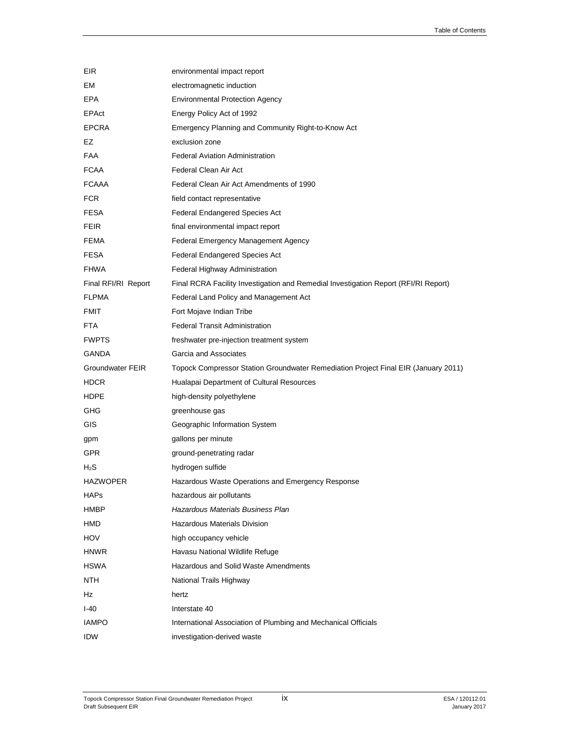| | |
|---|---|
| EIR | environmental impact report |
| EM | electromagnetic induction |
| EPA | Environmental Protection Agency |
| EPAct | Energy Policy Act of 1992 |
| EPCRA | Emergency Planning and Community Right-to-Know Act |
| EZ | exclusion zone |
| FAA | Federal Aviation Administration |
| FCAA | Federal Clean Air Act |
| FCAAA | Federal Clean Air Act Amendments of 1990 |
| FCR | field contact representative |
| FESA | Federal Endangered Species Act |
| FEIR | final environmental impact report |
| FEMA | Federal Emergency Management Agency |
| FESA | Federal Endangered Species Act |
| FHWA | Federal Highway Administration |
| Final RFI/RI Report | Final RCRA Facility Investigation and Remedial Investigation Report (RFI/RI Report) |
| FLPMA | Federal Land Policy and Management Act |
| FMIT | Fort Mojave Indian Tribe |
| FTA | Federal Transit Administration |
| FWPTS | freshwater pre-injection treatment system |
| GANDA | Garcia and Associates |
| Groundwater FEIR | Topock Compressor Station Groundwater Remediation Project Final EIR (January 2011) |
| HDCR | Hualapai Department of Cultural Resources |
| HDPE | high-density polyethylene |
| GHG | greenhouse gas |
| GIS | Geographic Information System |
| gpm | gallons per minute |
| GPR | ground-penetrating radar |
| $H_2S$ | hydrogen sulfide |
| HAZWOPER | Hazardous Waste Operations and Emergency Response |
| HAPs | hazardous air pollutants |
| HMBP | *Hazardous Materials Business Plan* |
| HMD | Hazardous Materials Division |
| HOV | high occupancy vehicle |
| HNWR | Havasu National Wildlife Refuge |
| HSWA | Hazardous and Solid Waste Amendments |
| NTH | National Trails Highway |
| Hz | hertz |
| I-40 | Interstate 40 |
| IAMPO | International Association of Plumbing and Mechanical Officials |
| IDW | investigation-derived waste |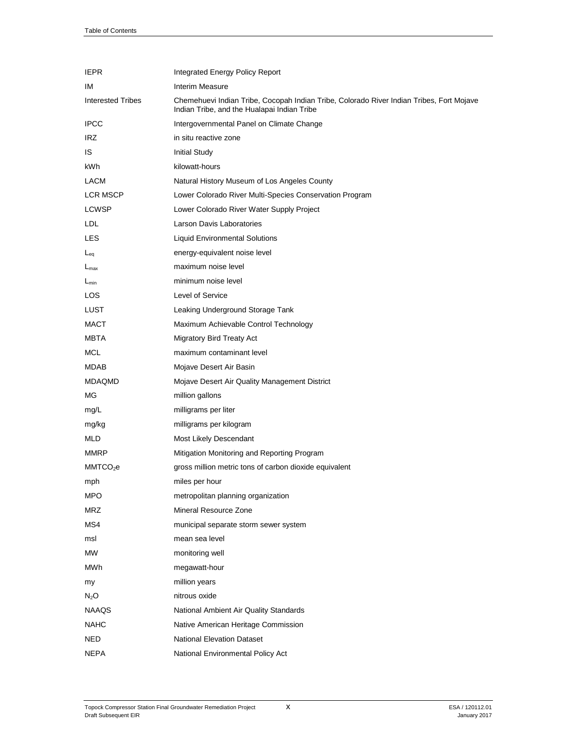| | |
|---|---|
| IEPR | Integrated Energy Policy Report |
| IM | Interim Measure |
| Interested Tribes | Chemehuevi Indian Tribe, Cocopah Indian Tribe, Colorado River Indian Tribes, Fort Mojave Indian Tribe, and the Hualapai Indian Tribe |
| IPCC | Intergovernmental Panel on Climate Change |
| IRZ | in situ reactive zone |
| IS | Initial Study |
| kWh | kilowatt-hours |
| LACM | Natural History Museum of Los Angeles County |
| LCR MSCP | Lower Colorado River Multi-Species Conservation Program |
| LCWSP | Lower Colorado River Water Supply Project |
| LDL | Larson Davis Laboratories |
| LES | Liquid Environmental Solutions |
| $L_{eq}$ | energy-equivalent noise level |
| $L_{max}$ | maximum noise level |
| $L_{min}$ | minimum noise level |
| LOS | Level of Service |
| LUST | Leaking Underground Storage Tank |
| MACT | Maximum Achievable Control Technology |
| MBTA | Migratory Bird Treaty Act |
| MCL | maximum contaminant level |
| MDAB | Mojave Desert Air Basin |
| MDAQMD | Mojave Desert Air Quality Management District |
| MG | million gallons |
| mg/L | milligrams per liter |
| mg/kg | milligrams per kilogram |
| MLD | Most Likely Descendant |
| MMRP | Mitigation Monitoring and Reporting Program |
| $MMTCO_2e$ | gross million metric tons of carbon dioxide equivalent |
| mph | miles per hour |
| MPO | metropolitan planning organization |
| MRZ | Mineral Resource Zone |
| MS4 | municipal separate storm sewer system |
| msl | mean sea level |
| MW | monitoring well |
| MWh | megawatt-hour |
| my | million years |
| $N_2O$ | nitrous oxide |
| NAAQS | National Ambient Air Quality Standards |
| NAHC | Native American Heritage Commission |
| NED | National Elevation Dataset |
| NEPA | National Environmental Policy Act |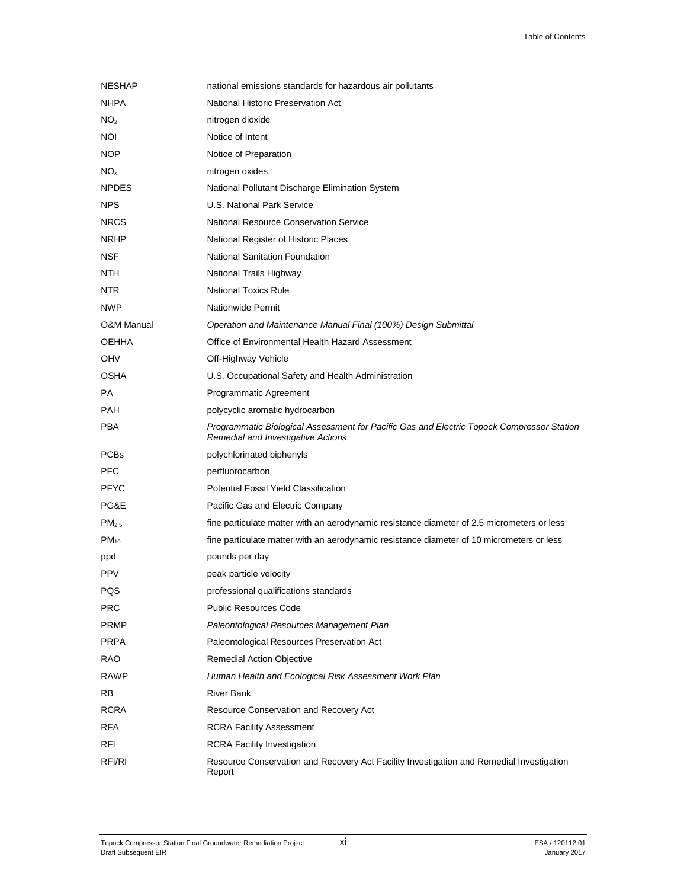| | |
|---|---|
| NESHAP | national emissions standards for hazardous air pollutants |
| NHPA | National Historic Preservation Act |
| $NO_2$ | nitrogen dioxide |
| NOI | Notice of Intent |
| NOP | Notice of Preparation |
| $NO_x$ | nitrogen oxides |
| NPDES | National Pollutant Discharge Elimination System |
| NPS | U.S. National Park Service |
| NRCS | National Resource Conservation Service |
| NRHP | National Register of Historic Places |
| NSF | National Sanitation Foundation |
| NTH | National Trails Highway |
| NTR | National Toxics Rule |
| NWP | Nationwide Permit |
| O&M Manual | *Operation and Maintenance Manual Final (100%) Design Submittal* |
| OEHHA | Office of Environmental Health Hazard Assessment |
| OHV | Off-Highway Vehicle |
| OSHA | U.S. Occupational Safety and Health Administration |
| PA | Programmatic Agreement |
| PAH | polycyclic aromatic hydrocarbon |
| PBA | *Programmatic Biological Assessment for Pacific Gas and Electric Topock Compressor Station Remedial and Investigative Actions* |
| PCBs | polychlorinated biphenyls |
| PFC | perfluorocarbon |
| PFYC | Potential Fossil Yield Classification |
| PG&E | Pacific Gas and Electric Company |
| $PM_{2.5}$ | fine particulate matter with an aerodynamic resistance diameter of 2.5 micrometers or less |
| $PM_{10}$ | fine particulate matter with an aerodynamic resistance diameter of 10 micrometers or less |
| ppd | pounds per day |
| PPV | peak particle velocity |
| PQS | professional qualifications standards |
| PRC | Public Resources Code |
| PRMP | *Paleontological Resources Management Plan* |
| PRPA | Paleontological Resources Preservation Act |
| RAO | Remedial Action Objective |
| RAWP | *Human Health and Ecological Risk Assessment Work Plan* |
| RB | River Bank |
| RCRA | Resource Conservation and Recovery Act |
| RFA | RCRA Facility Assessment |
| RFI | RCRA Facility Investigation |
| RFI/RI | Resource Conservation and Recovery Act Facility Investigation and Remedial Investigation Report |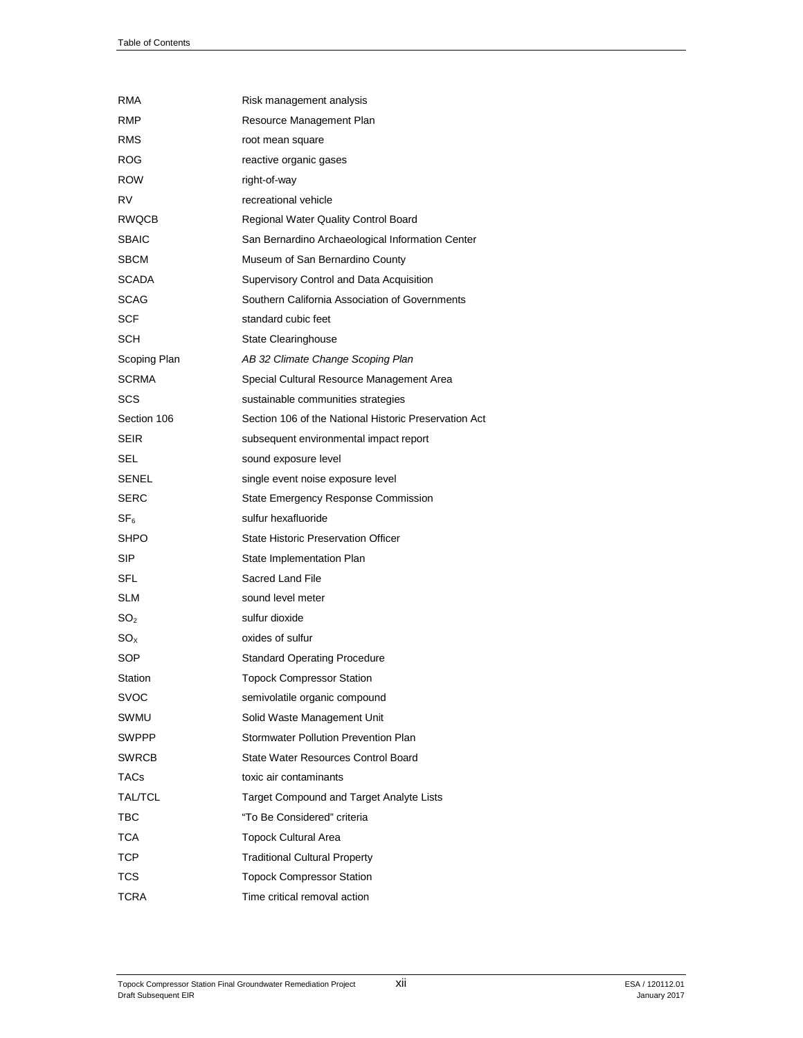| | |
|---|---|
| RMA | Risk management analysis |
| RMP | Resource Management Plan |
| RMS | root mean square |
| ROG | reactive organic gases |
| ROW | right-of-way |
| RV | recreational vehicle |
| RWQCB | Regional Water Quality Control Board |
| SBAIC | San Bernardino Archaeological Information Center |
| SBCM | Museum of San Bernardino County |
| SCADA | Supervisory Control and Data Acquisition |
| SCAG | Southern California Association of Governments |
| SCF | standard cubic feet |
| SCH | State Clearinghouse |
| Scoping Plan | *AB 32 Climate Change Scoping Plan* |
| SCRMA | Special Cultural Resource Management Area |
| SCS | sustainable communities strategies |
| Section 106 | Section 106 of the National Historic Preservation Act |
| SEIR | subsequent environmental impact report |
| SEL | sound exposure level |
| SENEL | single event noise exposure level |
| SERC | State Emergency Response Commission |
| $SF_6$ | sulfur hexafluoride |
| SHPO | State Historic Preservation Officer |
| SIP | State Implementation Plan |
| SFL | Sacred Land File |
| SLM | sound level meter |
| $SO_2$ | sulfur dioxide |
| $SO_X$ | oxides of sulfur |
| SOP | Standard Operating Procedure |
| Station | Topock Compressor Station |
| SVOC | semivolatile organic compound |
| SWMU | Solid Waste Management Unit |
| SWPPP | Stormwater Pollution Prevention Plan |
| SWRCB | State Water Resources Control Board |
| TACs | toxic air contaminants |
| TAL/TCL | Target Compound and Target Analyte Lists |
| TBC | “To Be Considered” criteria |
| TCA | Topock Cultural Area |
| TCP | Traditional Cultural Property |
| TCS | Topock Compressor Station |
| TCRA | Time critical removal action |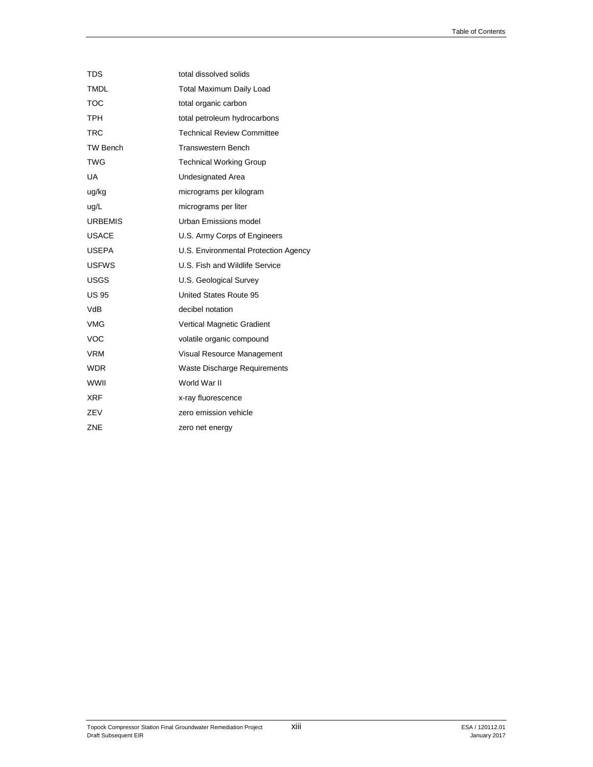| | |
|---|---|
| TDS | total dissolved solids |
| TMDL | Total Maximum Daily Load |
| TOC | total organic carbon |
| TPH | total petroleum hydrocarbons |
| TRC | Technical Review Committee |
| TW Bench | Transwestern Bench |
| TWG | Technical Working Group |
| UA | Undesignated Area |
| ug/kg | micrograms per kilogram |
| ug/L | micrograms per liter |
| URBEMIS | Urban Emissions model |
| USACE | U.S. Army Corps of Engineers |
| USEPA | U.S. Environmental Protection Agency |
| USFWS | U.S. Fish and Wildlife Service |
| USGS | U.S. Geological Survey |
| US 95 | United States Route 95 |
| VdB | decibel notation |
| VMG | Vertical Magnetic Gradient |
| VOC | volatile organic compound |
| VRM | Visual Resource Management |
| WDR | Waste Discharge Requirements |
| WWII | World War II |
| XRF | x-ray fluorescence |
| ZEV | zero emission vehicle |
| ZNE | zero net energy |